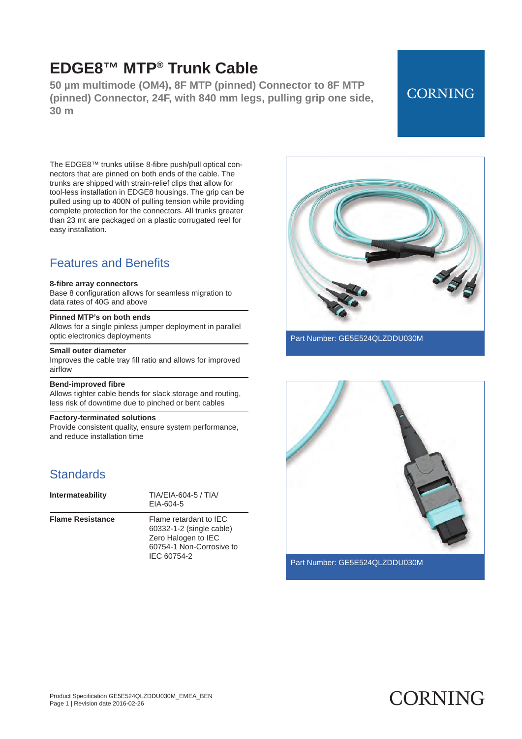# EDGE8™ MTP® Trunk Cable

**50 µm multimode (OM4), 8F MTP (pinned) Connector to 8F MTP (pinned) Connector, 24F, with 840 mm legs, pulling grip one side, 30 m**

CORNING

The EDGE8™ trunks utilise 8-fibre push/pull optical connectors that are pinned on both ends of the cable. The trunks are shipped with strain-relief clips that allow for tool-less installation in EDGE8 housings. The grip can be pulled using up to 400N of pulling tension while providing complete protection for the connectors. All trunks greater than 23 mt are packaged on a plastic corrugated reel for easy installation.

Part Number: GE5E524QLZDDU030M

Part Number: GE5E524QLZDDU030M

## Features and Benefits

**8-fibre array connectors**
Base 8 configuration allows for seamless migration to data rates of 40G and above

**Pinned MTP's on both ends**
Allows for a single pinless jumper deployment in parallel optic electronics deployments

**Small outer diameter**
Improves the cable tray fill ratio and allows for improved airflow

**Bend-improved fibre**
Allows tighter cable bends for slack storage and routing, less risk of downtime due to pinched or bent cables

**Factory-terminated solutions**
Provide consistent quality, ensure system performance, and reduce installation time

## Standards

| | |
|---|---|
| **Intermateability** | TIA/EIA-604-5 / TIA/EIA-604-5 |
| **Flame Resistance** | Flame retardant to IEC 60332-1-2 (single cable) Zero Halogen to IEC 60754-1 Non-Corrosive to IEC 60754-2 |

Product Specification GE5E524QLZDDU030M_EMEA_BEN
Revision date 2016-02-26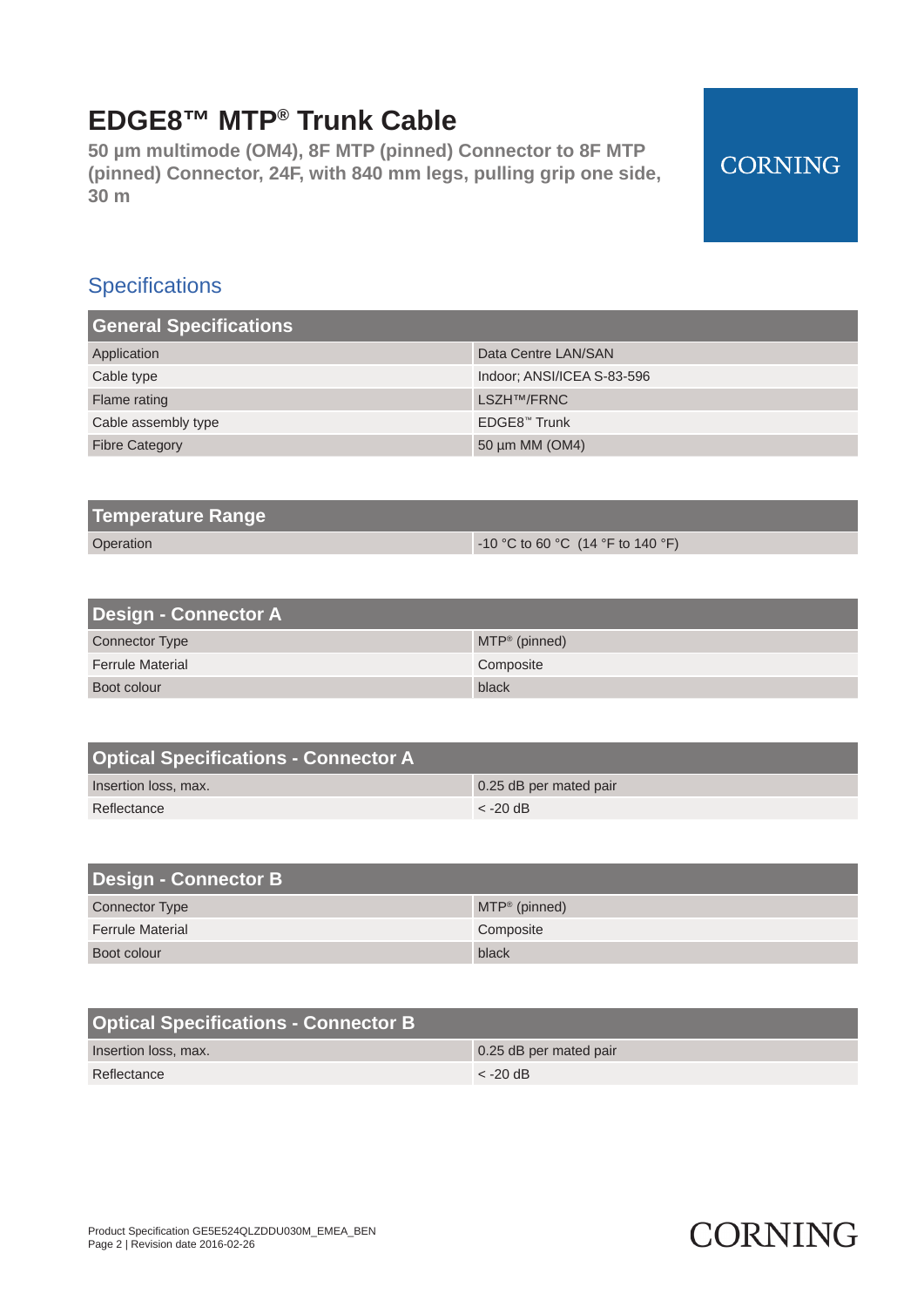# EDGE8™ MTP® Trunk Cable

**50 µm multimode (OM4), 8F MTP (pinned) Connector to 8F MTP (pinned) Connector, 24F, with 840 mm legs, pulling grip one side, 30 m**

## Specifications

| General Specifications | |
|---|---|
| Application | Data Centre LAN/SAN |
| Cable type | Indoor; ANSI/ICEA S-83-596 |
| Flame rating | LSZH™/FRNC |
| Cable assembly type | EDGE8™ Trunk |
| Fibre Category | 50 µm MM (OM4) |

| Temperature Range | |
|---|---|
| Operation | -10 °C to 60 °C (14 °F to 140 °F) |

| Design - Connector A | |
|---|---|
| Connector Type | MTP® (pinned) |
| Ferrule Material | Composite |
| Boot colour | black |

| Optical Specifications - Connector A | |
|---|---|
| Insertion loss, max. | 0.25 dB per mated pair |
| Reflectance | < -20 dB |

| Design - Connector B | |
|---|---|
| Connector Type | MTP® (pinned) |
| Ferrule Material | Composite |
| Boot colour | black |

| Optical Specifications - Connector B | |
|---|---|
| Insertion loss, max. | 0.25 dB per mated pair |
| Reflectance | < -20 dB |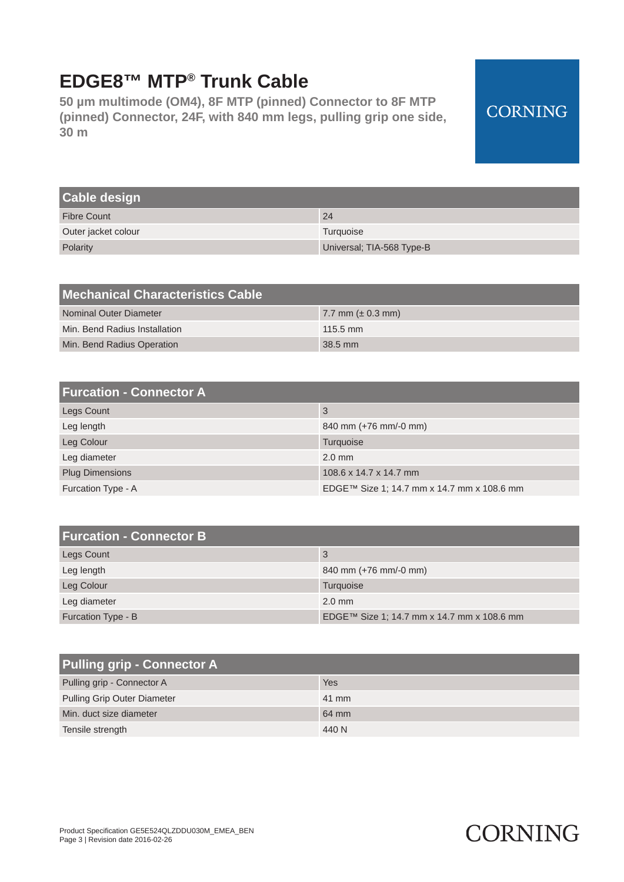# EDGE8™ MTP® Trunk Cable

**50 µm multimode (OM4), 8F MTP (pinned) Connector to 8F MTP (pinned) Connector, 24F, with 840 mm legs, pulling grip one side, 30 m**

CORNING

| Cable design | |
|---|---|
| Fibre Count | 24 |
| Outer jacket colour | Turquoise |
| Polarity | Universal; TIA-568 Type-B |

| Mechanical Characteristics Cable | |
|---|---|
| Nominal Outer Diameter | 7.7 mm (± 0.3 mm) |
| Min. Bend Radius Installation | 115.5 mm |
| Min. Bend Radius Operation | 38.5 mm |

| Furcation - Connector A | |
|---|---|
| Legs Count | 3 |
| Leg length | 840 mm (+76 mm/-0 mm) |
| Leg Colour | Turquoise |
| Leg diameter | 2.0 mm |
| Plug Dimensions | 108.6 x 14.7 x 14.7 mm |
| Furcation Type - A | EDGE™ Size 1; 14.7 mm x 14.7 mm x 108.6 mm |

| Furcation - Connector B | |
|---|---|
| Legs Count | 3 |
| Leg length | 840 mm (+76 mm/-0 mm) |
| Leg Colour | Turquoise |
| Leg diameter | 2.0 mm |
| Furcation Type - B | EDGE™ Size 1; 14.7 mm x 14.7 mm x 108.6 mm |

| Pulling grip - Connector A | |
|---|---|
| Pulling grip - Connector A | Yes |
| Pulling Grip Outer Diameter | 41 mm |
| Min. duct size diameter | 64 mm |
| Tensile strength | 440 N |

Product Specification GE5E524QLZDDU030M_EMEA_BEN
Page 3 | Revision date 2016-02-26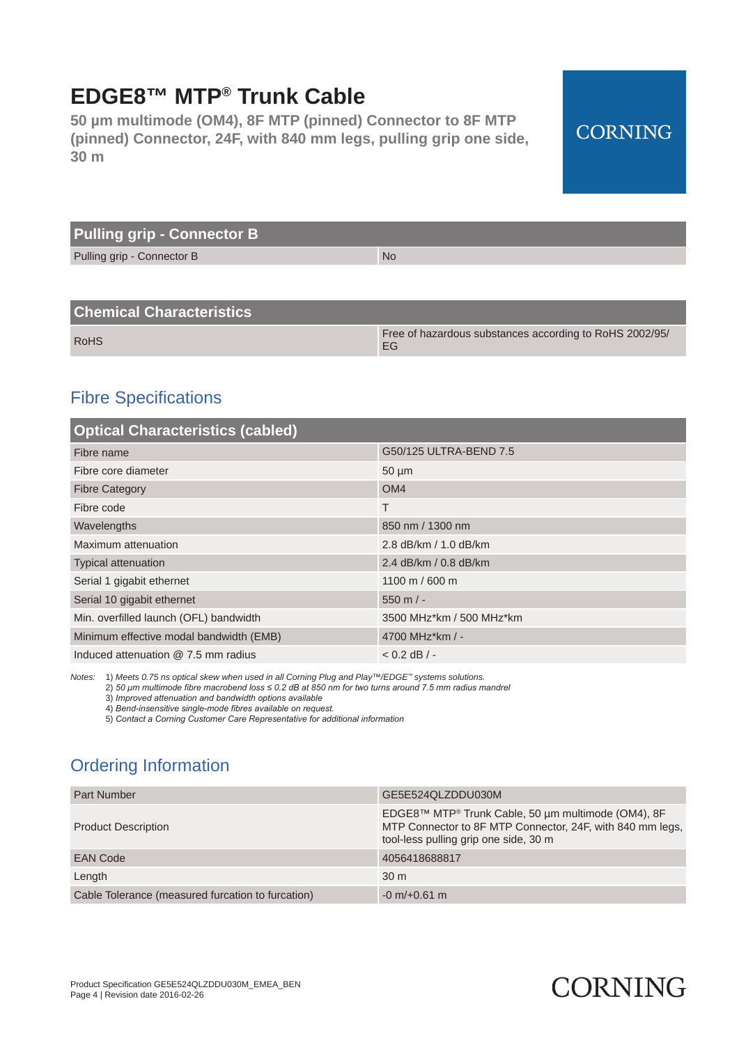# EDGE8™ MTP® Trunk Cable

**50 µm multimode (OM4), 8F MTP (pinned) Connector to 8F MTP (pinned) Connector, 24F, with 840 mm legs, pulling grip one side, 30 m**

| Pulling grip - Connector B | |
|---|---|
| Pulling grip - Connector B | No |

| Chemical Characteristics | |
|---|---|
| RoHS | Free of hazardous substances according to RoHS 2002/95/EG |

## Fibre Specifications

| Optical Characteristics (cabled) | |
|---|---|
| Fibre name | G50/125 ULTRA-BEND 7.5 |
| Fibre core diameter | 50 µm |
| Fibre Category | OM4 |
| Fibre code | T |
| Wavelengths | 850 nm / 1300 nm |
| Maximum attenuation | 2.8 dB/km / 1.0 dB/km |
| Typical attenuation | 2.4 dB/km / 0.8 dB/km |
| Serial 1 gigabit ethernet | 1100 m / 600 m |
| Serial 10 gigabit ethernet | 550 m / - |
| Min. overfilled launch (OFL) bandwidth | 3500 MHz*km / 500 MHz*km |
| Minimum effective modal bandwidth (EMB) | 4700 MHz*km / - |
| Induced attenuation @ 7.5 mm radius | < 0.2 dB / - |

Notes:
1) *Meets 0.75 ns optical skew when used in all Corning Plug and Play™/EDGE™ systems solutions.*
2) *50 µm multimode fibre macrobend loss ≤ 0.2 dB at 850 nm for two turns around 7.5 mm radius mandrel*
3) *Improved attenuation and bandwidth options available*
4) *Bend-insensitive single-mode fibres available on request.*
5) *Contact a Corning Customer Care Representative for additional information*

## Ordering Information

| | |
|---|---|
| Part Number | GE5E524QLZDDU030M |
| Product Description | EDGE8™ MTP® Trunk Cable, 50 µm multimode (OM4), 8F MTP Connector to 8F MTP Connector, 24F, with 840 mm legs, tool-less pulling grip one side, 30 m |
| EAN Code | 4056418688817 |
| Length | 30 m |
| Cable Tolerance (measured furcation to furcation) | -0 m/+0.61 m |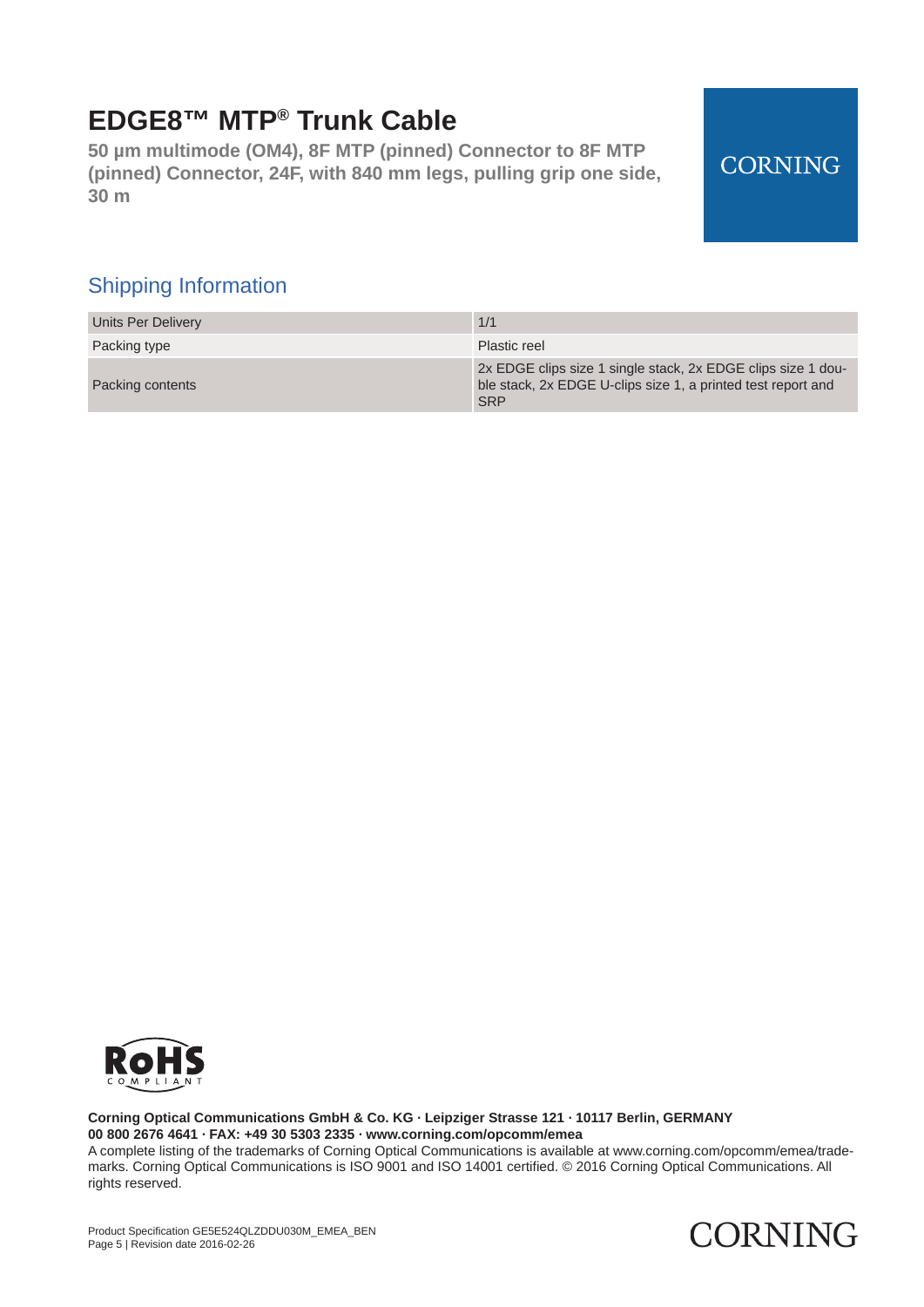# EDGE8™ MTP® Trunk Cable

**50 µm multimode (OM4), 8F MTP (pinned) Connector to 8F MTP (pinned) Connector, 24F, with 840 mm legs, pulling grip one side, 30 m**

CORNING

## Shipping Information

| | |
|---|---|
| Units Per Delivery | 1/1 |
| Packing type | Plastic reel |
| Packing contents | 2x EDGE clips size 1 single stack, 2x EDGE clips size 1 double stack, 2x EDGE U-clips size 1, a printed test report and SRP |

RoHS COMPLIANT

**Corning Optical Communications GmbH & Co. KG · Leipziger Strasse 121 · 10117 Berlin, GERMANY**
**00 800 2676 4641 · FAX: +49 30 5303 2335 · www.corning.com/opcomm/emea**

A complete listing of the trademarks of Corning Optical Communications is available at www.corning.com/opcomm/emea/trademarks. Corning Optical Communications is ISO 9001 and ISO 14001 certified. © 2016 Corning Optical Communications. All rights reserved.

Product Specification GE5E524QLZDDU030M_EMEA_BEN
Revision date 2016-02-26